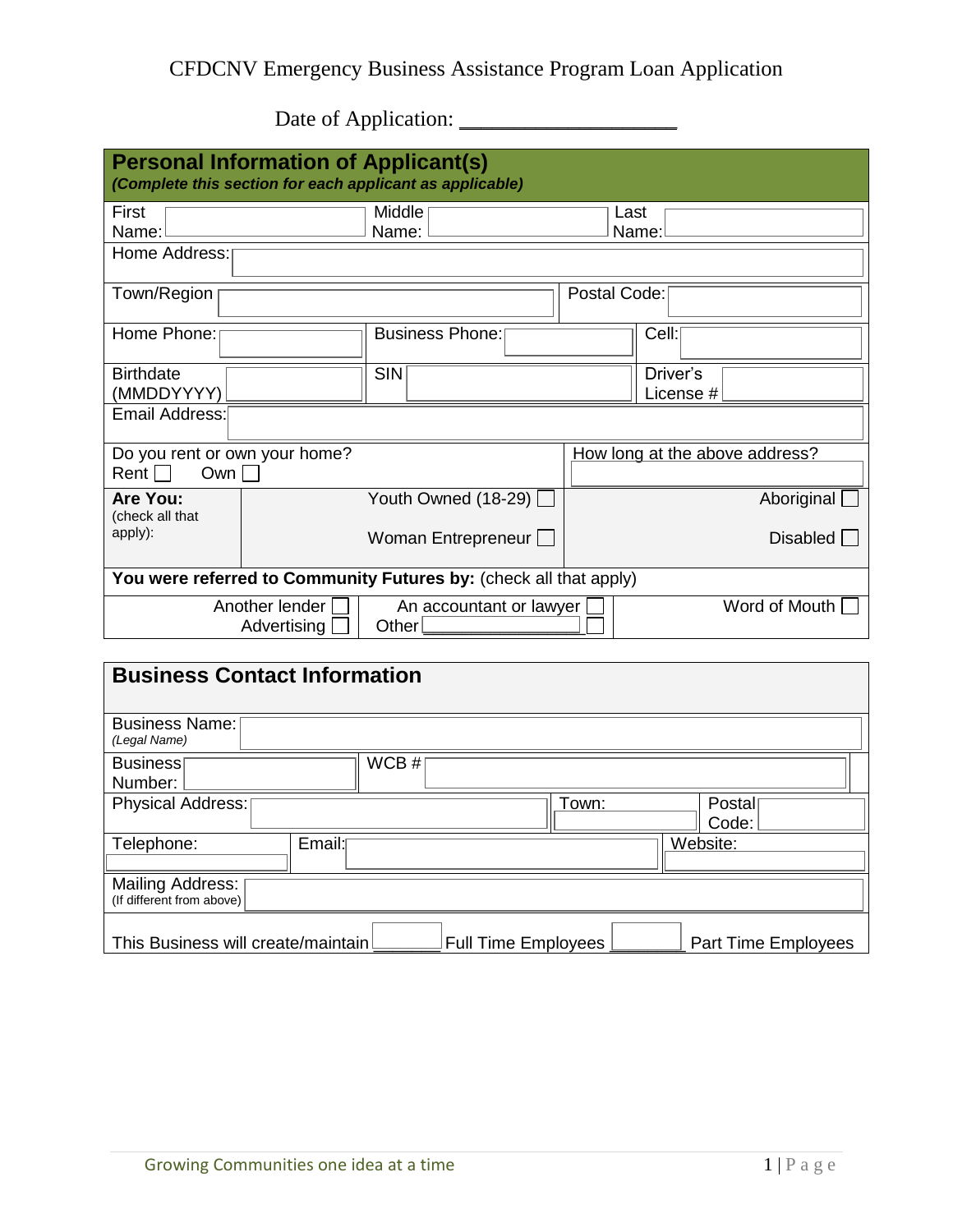# CFDCNV Emergency Business Assistance Program Loan Application

Date of Application: ____________________

## Personal Information of Applicant(s)

***(Complete this section for each applicant as applicable)***

| | | |
|---|---|---|
| First Name: | Middle Name: | Last Name: |
| Home Address: | | |
| Town/Region | | Postal Code: |
| Home Phone: | Business Phone: | Cell: |
| Birthdate (MMDDYYYY) | SIN | Driver's License # |
| Email Address: | | |
| Do you rent or own your home? Rent ☐ Own ☐ | | How long at the above address? |
| **Are You:** (check all that apply): | Youth Owned (18-29) ☐ Woman Entrepreneur ☐ | Aboriginal ☐ Disabled ☐ |

**You were referred to Community Futures by:** (check all that apply)

| | | |
|---|---|---|
| Another lender ☐ Advertising ☐ | An accountant or lawyer ☐ Other ______ ☐ | Word of Mouth ☐ |

## Business Contact Information

| | | | |
|---|---|---|---|
| Business Name: *(Legal Name)* | | | |
| Business Number: | WCB # | | |
| Physical Address: | | Town: | Postal Code: |
| Telephone: | Email: | | Website: |
| Mailing Address: (If different from above) | | | |

This Business will create/maintain ________ Full Time Employees ________ Part Time Employees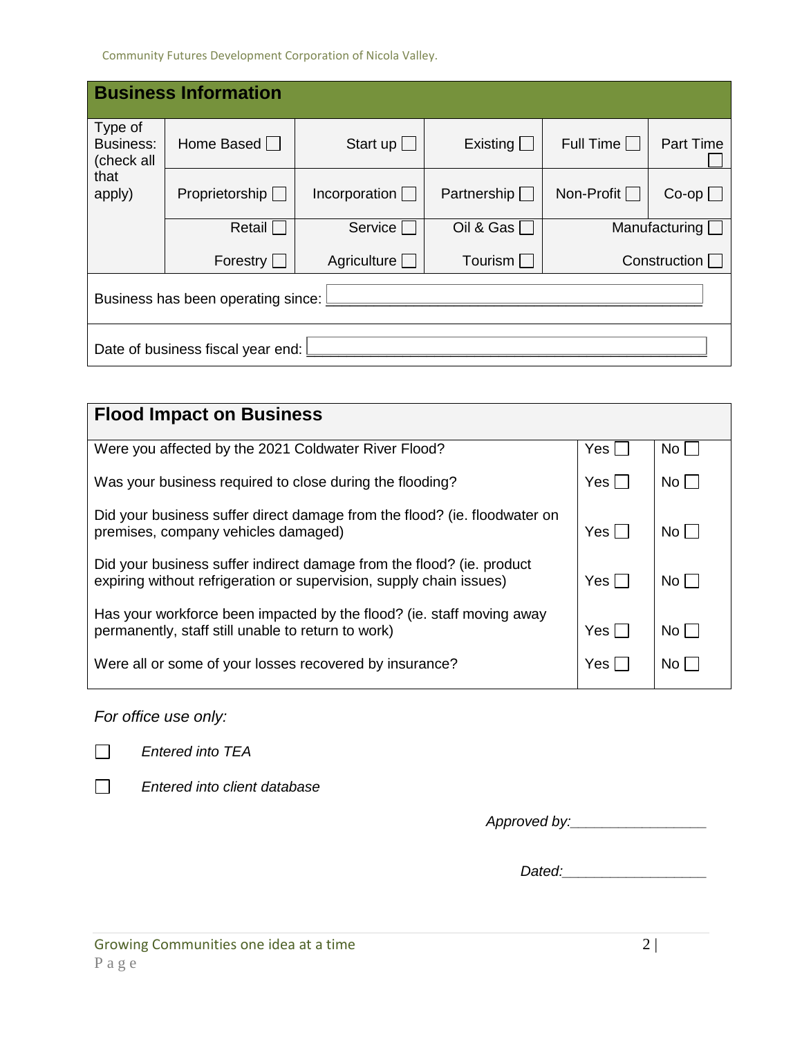## Business Information

| Type of Business: (check all that apply) | | | | | |
|---|---|---|---|---|---|
| | Home Based ☐ | Start up ☐ | Existing ☐ | Full Time ☐ | Part Time ☐ |
| | Proprietorship ☐ | Incorporation ☐ | Partnership ☐ | Non-Profit ☐ | Co-op ☐ |
| | Retail ☐ | Service ☐ | Oil & Gas ☐ | Manufacturing ☐ | |
| | Forestry ☐ | Agriculture ☐ | Tourism ☐ | Construction ☐ | |

Business has been operating since: ______________________________

Date of business fiscal year end: ______________________________

## Flood Impact on Business

| Question | Yes | No |
|---|---|---|
| Were you affected by the 2021 Coldwater River Flood? | Yes ☐ | No ☐ |
| Was your business required to close during the flooding? | Yes ☐ | No ☐ |
| Did your business suffer direct damage from the flood? (ie. floodwater on premises, company vehicles damaged) | Yes ☐ | No ☐ |
| Did your business suffer indirect damage from the flood? (ie. product expiring without refrigeration or supervision, supply chain issues) | Yes ☐ | No ☐ |
| Has your workforce been impacted by the flood? (ie. staff moving away permanently, staff still unable to return to work) | Yes ☐ | No ☐ |
| Were all or some of your losses recovered by insurance? | Yes ☐ | No ☐ |

*For office use only:*

☐ *Entered into TEA*

☐ *Entered into client database*

*Approved by:*_________________

*Dated:*_________________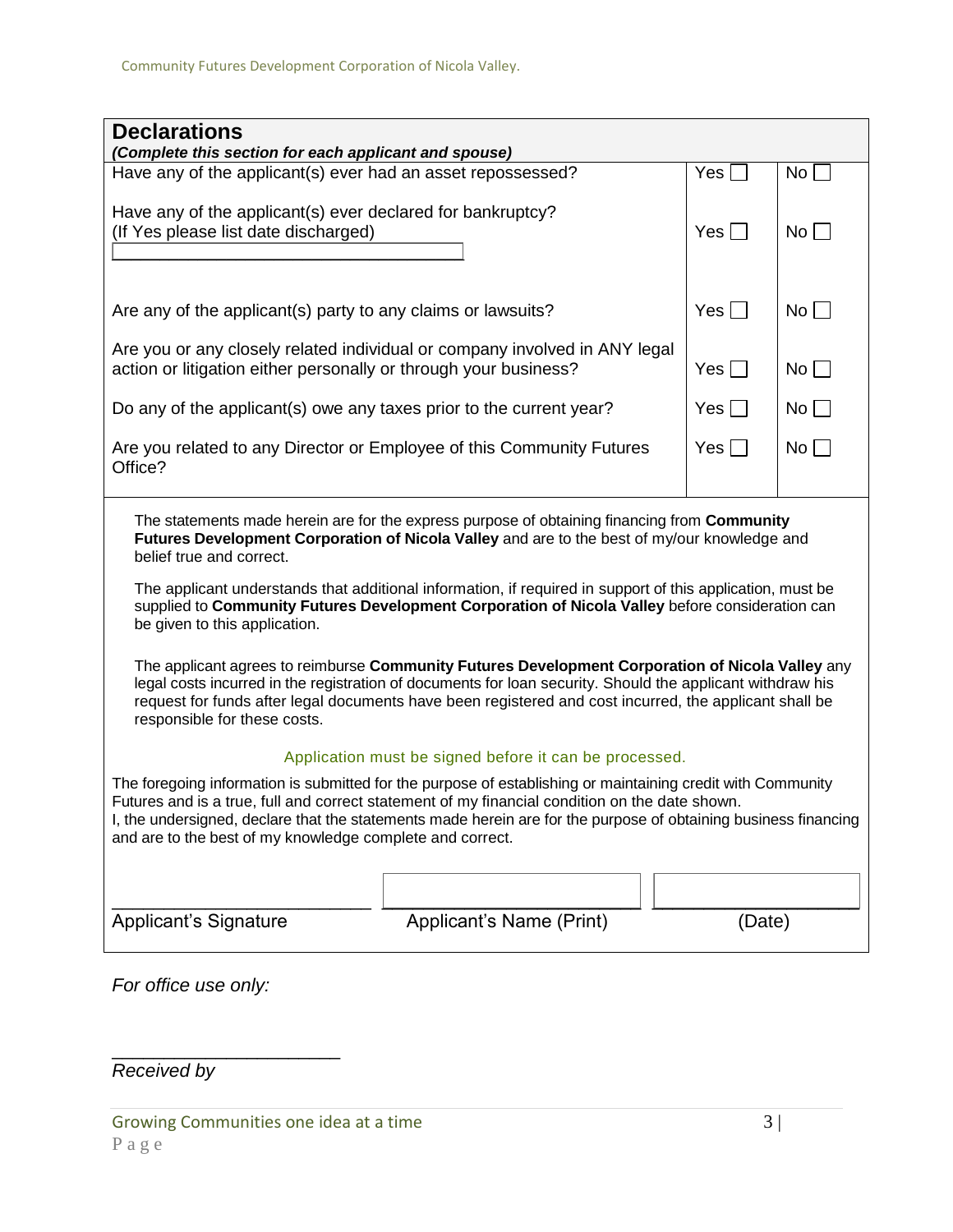## Declarations

***(Complete this section for each applicant and spouse)***

| Question | Yes | No |
| --- | --- | --- |
| Have any of the applicant(s) ever had an asset repossessed? | Yes ☐ | No ☐ |
| Have any of the applicant(s) ever declared for bankruptcy? (If Yes please list date discharged) ______________________ | Yes ☐ | No ☐ |
| Are any of the applicant(s) party to any claims or lawsuits? | Yes ☐ | No ☐ |
| Are you or any closely related individual or company involved in ANY legal action or litigation either personally or through your business? | Yes ☐ | No ☐ |
| Do any of the applicant(s) owe any taxes prior to the current year? | Yes ☐ | No ☐ |
| Are you related to any Director or Employee of this Community Futures Office? | Yes ☐ | No ☐ |

The statements made herein are for the express purpose of obtaining financing from **Community Futures Development Corporation of Nicola Valley** and are to the best of my/our knowledge and belief true and correct.

The applicant understands that additional information, if required in support of this application, must be supplied to **Community Futures Development Corporation of Nicola Valley** before consideration can be given to this application.

The applicant agrees to reimburse **Community Futures Development Corporation of Nicola Valley** any legal costs incurred in the registration of documents for loan security. Should the applicant withdraw his request for funds after legal documents have been registered and cost incurred, the applicant shall be responsible for these costs.

Application must be signed before it can be processed.

The foregoing information is submitted for the purpose of establishing or maintaining credit with Community Futures and is a true, full and correct statement of my financial condition on the date shown.
I, the undersigned, declare that the statements made herein are for the purpose of obtaining business financing and are to the best of my knowledge complete and correct.

| ______________________ | ______________________ | ______________________ |
| --- | --- | --- |
| Applicant's Signature | Applicant's Name (Print) | (Date) |

*For office use only:*

______________________

*Received by*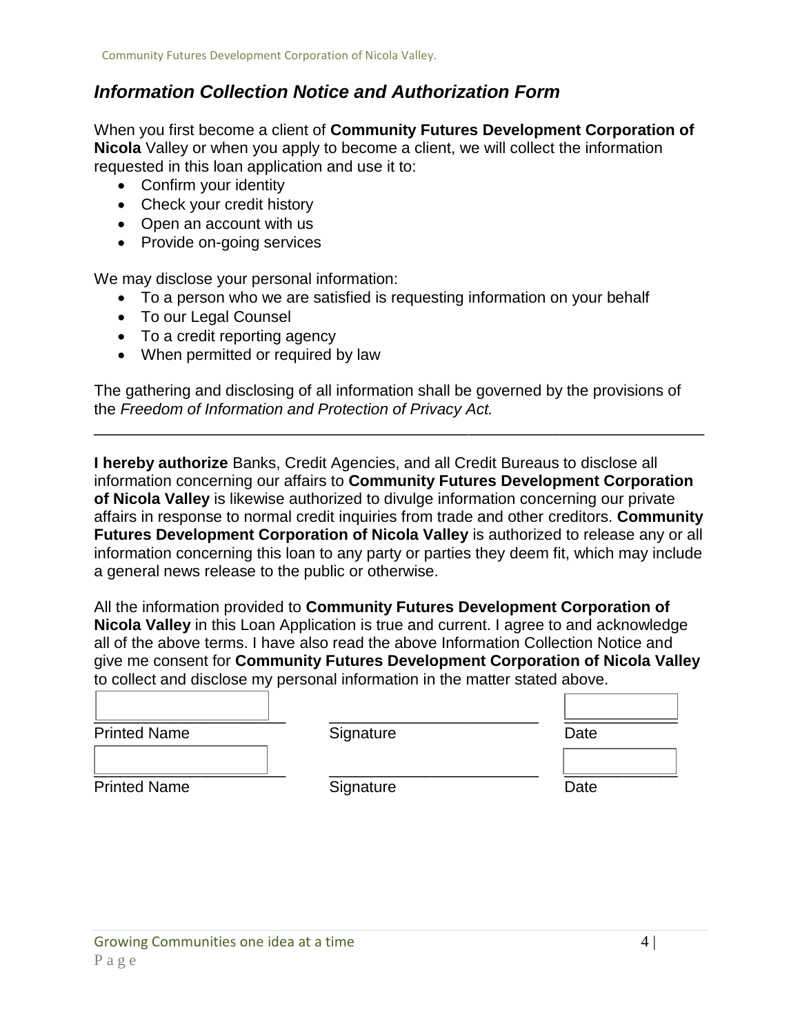## *Information Collection Notice and Authorization Form*

When you first become a client of **Community Futures Development Corporation of Nicola** Valley or when you apply to become a client, we will collect the information requested in this loan application and use it to:

- Confirm your identity
- Check your credit history
- Open an account with us
- Provide on-going services

We may disclose your personal information:

- To a person who we are satisfied is requesting information on your behalf
- To our Legal Counsel
- To a credit reporting agency
- When permitted or required by law

The gathering and disclosing of all information shall be governed by the provisions of the *Freedom of Information and Protection of Privacy Act.*

---

**I hereby authorize** Banks, Credit Agencies, and all Credit Bureaus to disclose all information concerning our affairs to **Community Futures Development Corporation of Nicola Valley** is likewise authorized to divulge information concerning our private affairs in response to normal credit inquiries from trade and other creditors. **Community Futures Development Corporation of Nicola Valley** is authorized to release any or all information concerning this loan to any party or parties they deem fit, which may include a general news release to the public or otherwise.

All the information provided to **Community Futures Development Corporation of Nicola Valley** in this Loan Application is true and current. I agree to and acknowledge all of the above terms. I have also read the above Information Collection Notice and give me consent for **Community Futures Development Corporation of Nicola Valley** to collect and disclose my personal information in the matter stated above.

| | | |
|---|---|---|
| ______________________ | ______________________ | ____________ |
| Printed Name | Signature | Date |
| ______________________ | ______________________ | ____________ |
| Printed Name | Signature | Date |